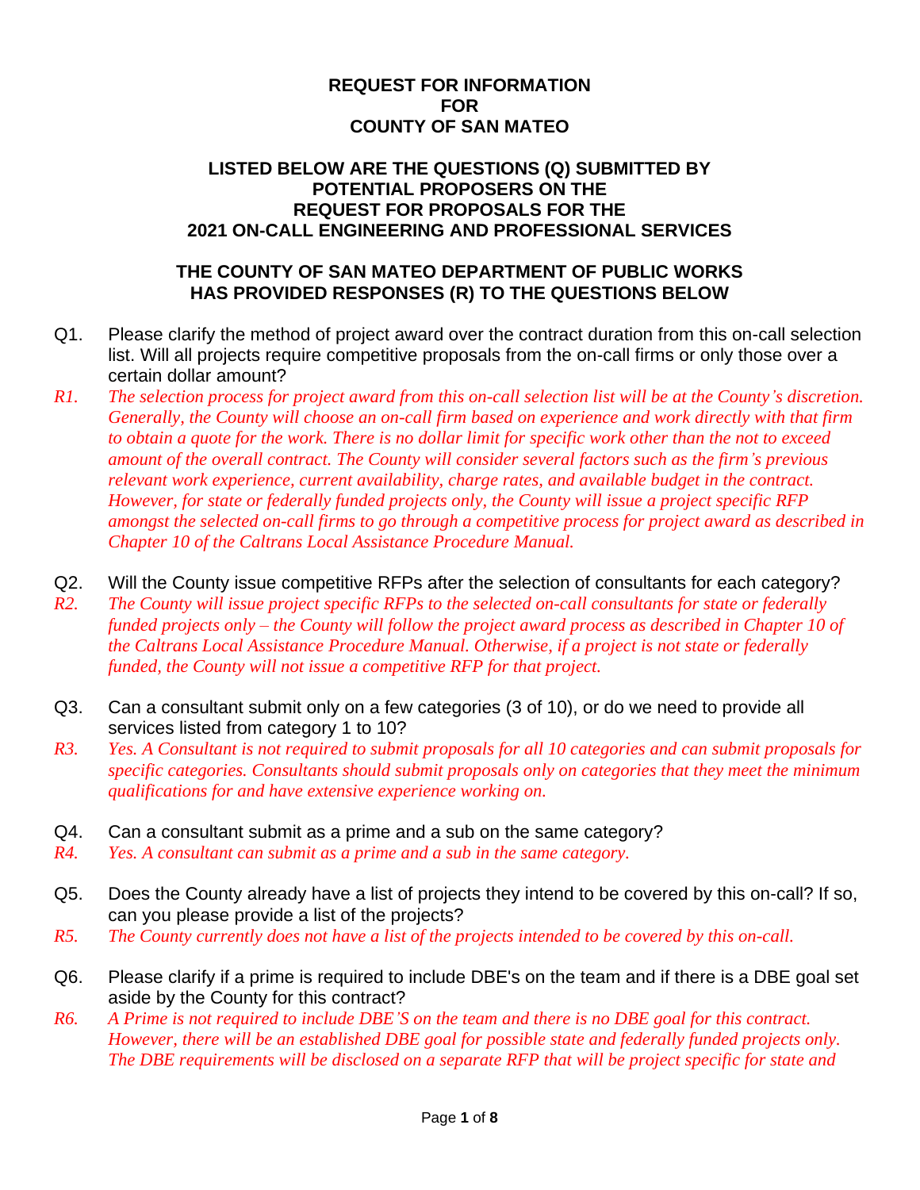**REQUEST FOR INFORMATION**
**FOR**
**COUNTY OF SAN MATEO**

**LISTED BELOW ARE THE QUESTIONS (Q) SUBMITTED BY POTENTIAL PROPOSERS ON THE REQUEST FOR PROPOSALS FOR THE 2021 ON-CALL ENGINEERING AND PROFESSIONAL SERVICES**

**THE COUNTY OF SAN MATEO DEPARTMENT OF PUBLIC WORKS HAS PROVIDED RESPONSES (R) TO THE QUESTIONS BELOW**

Q1. Please clarify the method of project award over the contract duration from this on-call selection list. Will all projects require competitive proposals from the on-call firms or only those over a certain dollar amount?

*R1. The selection process for project award from this on-call selection list will be at the County's discretion. Generally, the County will choose an on-call firm based on experience and work directly with that firm to obtain a quote for the work. There is no dollar limit for specific work other than the not to exceed amount of the overall contract. The County will consider several factors such as the firm's previous relevant work experience, current availability, charge rates, and available budget in the contract. However, for state or federally funded projects only, the County will issue a project specific RFP amongst the selected on-call firms to go through a competitive process for project award as described in Chapter 10 of the Caltrans Local Assistance Procedure Manual.*

Q2. Will the County issue competitive RFPs after the selection of consultants for each category?

*R2. The County will issue project specific RFPs to the selected on-call consultants for state or federally funded projects only – the County will follow the project award process as described in Chapter 10 of the Caltrans Local Assistance Procedure Manual. Otherwise, if a project is not state or federally funded, the County will not issue a competitive RFP for that project.*

Q3. Can a consultant submit only on a few categories (3 of 10), or do we need to provide all services listed from category 1 to 10?

*R3. Yes. A Consultant is not required to submit proposals for all 10 categories and can submit proposals for specific categories. Consultants should submit proposals only on categories that they meet the minimum qualifications for and have extensive experience working on.*

Q4. Can a consultant submit as a prime and a sub on the same category?

*R4. Yes. A consultant can submit as a prime and a sub in the same category.*

Q5. Does the County already have a list of projects they intend to be covered by this on-call? If so, can you please provide a list of the projects?

*R5. The County currently does not have a list of the projects intended to be covered by this on-call.*

Q6. Please clarify if a prime is required to include DBE's on the team and if there is a DBE goal set aside by the County for this contract?

*R6. A Prime is not required to include DBE'S on the team and there is no DBE goal for this contract. However, there will be an established DBE goal for possible state and federally funded projects only. The DBE requirements will be disclosed on a separate RFP that will be project specific for state and*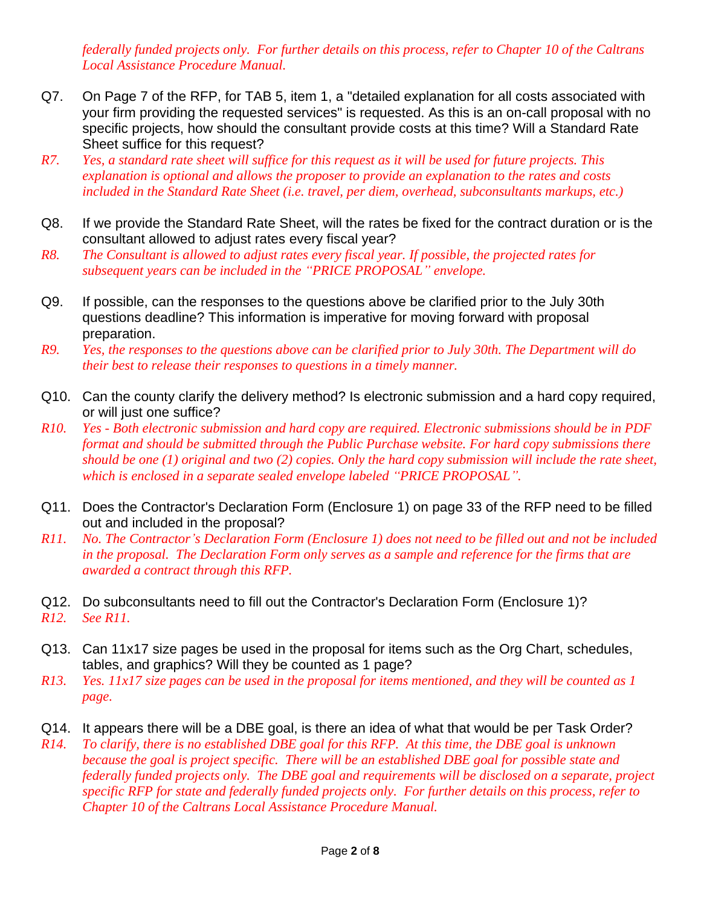*federally funded projects only. For further details on this process, refer to Chapter 10 of the Caltrans Local Assistance Procedure Manual.*

Q7. On Page 7 of the RFP, for TAB 5, item 1, a "detailed explanation for all costs associated with your firm providing the requested services" is requested. As this is an on-call proposal with no specific projects, how should the consultant provide costs at this time? Will a Standard Rate Sheet suffice for this request?

*R7. Yes, a standard rate sheet will suffice for this request as it will be used for future projects. This explanation is optional and allows the proposer to provide an explanation to the rates and costs included in the Standard Rate Sheet (i.e. travel, per diem, overhead, subconsultants markups, etc.)*

Q8. If we provide the Standard Rate Sheet, will the rates be fixed for the contract duration or is the consultant allowed to adjust rates every fiscal year?

*R8. The Consultant is allowed to adjust rates every fiscal year. If possible, the projected rates for subsequent years can be included in the "PRICE PROPOSAL" envelope.*

Q9. If possible, can the responses to the questions above be clarified prior to the July 30th questions deadline? This information is imperative for moving forward with proposal preparation.

*R9. Yes, the responses to the questions above can be clarified prior to July 30th. The Department will do their best to release their responses to questions in a timely manner.*

Q10. Can the county clarify the delivery method? Is electronic submission and a hard copy required, or will just one suffice?

*R10. Yes - Both electronic submission and hard copy are required. Electronic submissions should be in PDF format and should be submitted through the Public Purchase website. For hard copy submissions there should be one (1) original and two (2) copies. Only the hard copy submission will include the rate sheet, which is enclosed in a separate sealed envelope labeled "PRICE PROPOSAL".*

Q11. Does the Contractor's Declaration Form (Enclosure 1) on page 33 of the RFP need to be filled out and included in the proposal?

*R11. No. The Contractor's Declaration Form (Enclosure 1) does not need to be filled out and not be included in the proposal. The Declaration Form only serves as a sample and reference for the firms that are awarded a contract through this RFP.*

Q12. Do subconsultants need to fill out the Contractor's Declaration Form (Enclosure 1)?

*R12. See R11.*

Q13. Can 11x17 size pages be used in the proposal for items such as the Org Chart, schedules, tables, and graphics? Will they be counted as 1 page?

*R13. Yes. 11x17 size pages can be used in the proposal for items mentioned, and they will be counted as 1 page.*

Q14. It appears there will be a DBE goal, is there an idea of what that would be per Task Order?

*R14. To clarify, there is no established DBE goal for this RFP. At this time, the DBE goal is unknown because the goal is project specific. There will be an established DBE goal for possible state and federally funded projects only. The DBE goal and requirements will be disclosed on a separate, project specific RFP for state and federally funded projects only. For further details on this process, refer to Chapter 10 of the Caltrans Local Assistance Procedure Manual.*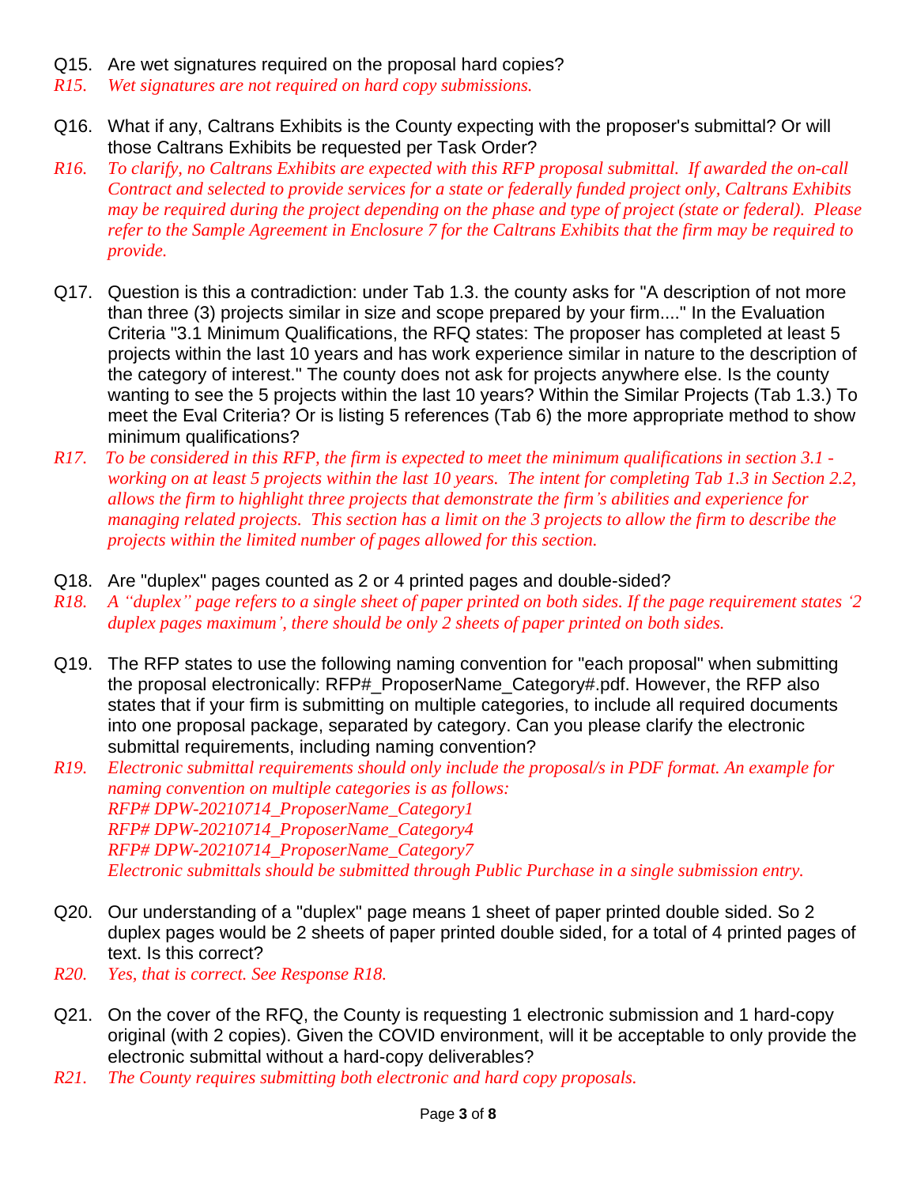Q15. Are wet signatures required on the proposal hard copies?

*R15. Wet signatures are not required on hard copy submissions.*

Q16. What if any, Caltrans Exhibits is the County expecting with the proposer's submittal? Or will those Caltrans Exhibits be requested per Task Order?

*R16. To clarify, no Caltrans Exhibits are expected with this RFP proposal submittal. If awarded the on-call Contract and selected to provide services for a state or federally funded project only, Caltrans Exhibits may be required during the project depending on the phase and type of project (state or federal). Please refer to the Sample Agreement in Enclosure 7 for the Caltrans Exhibits that the firm may be required to provide.*

Q17. Question is this a contradiction: under Tab 1.3. the county asks for "A description of not more than three (3) projects similar in size and scope prepared by your firm...." In the Evaluation Criteria "3.1 Minimum Qualifications, the RFQ states: The proposer has completed at least 5 projects within the last 10 years and has work experience similar in nature to the description of the category of interest." The county does not ask for projects anywhere else. Is the county wanting to see the 5 projects within the last 10 years? Within the Similar Projects (Tab 1.3.) To meet the Eval Criteria? Or is listing 5 references (Tab 6) the more appropriate method to show minimum qualifications?

*R17. To be considered in this RFP, the firm is expected to meet the minimum qualifications in section 3.1 - working on at least 5 projects within the last 10 years. The intent for completing Tab 1.3 in Section 2.2, allows the firm to highlight three projects that demonstrate the firm's abilities and experience for managing related projects. This section has a limit on the 3 projects to allow the firm to describe the projects within the limited number of pages allowed for this section.*

Q18. Are "duplex" pages counted as 2 or 4 printed pages and double-sided?

*R18. A "duplex" page refers to a single sheet of paper printed on both sides. If the page requirement states '2 duplex pages maximum', there should be only 2 sheets of paper printed on both sides.*

Q19. The RFP states to use the following naming convention for "each proposal" when submitting the proposal electronically: RFP#_ProposerName_Category#.pdf. However, the RFP also states that if your firm is submitting on multiple categories, to include all required documents into one proposal package, separated by category. Can you please clarify the electronic submittal requirements, including naming convention?

*R19. Electronic submittal requirements should only include the proposal/s in PDF format. An example for naming convention on multiple categories is as follows:*
*RFP# DPW-20210714_ProposerName_Category1*
*RFP# DPW-20210714_ProposerName_Category4*
*RFP# DPW-20210714_ProposerName_Category7*
*Electronic submittals should be submitted through Public Purchase in a single submission entry.*

Q20. Our understanding of a "duplex" page means 1 sheet of paper printed double sided. So 2 duplex pages would be 2 sheets of paper printed double sided, for a total of 4 printed pages of text. Is this correct?

*R20. Yes, that is correct. See Response R18.*

Q21. On the cover of the RFQ, the County is requesting 1 electronic submission and 1 hard-copy original (with 2 copies). Given the COVID environment, will it be acceptable to only provide the electronic submittal without a hard-copy deliverables?

*R21. The County requires submitting both electronic and hard copy proposals.*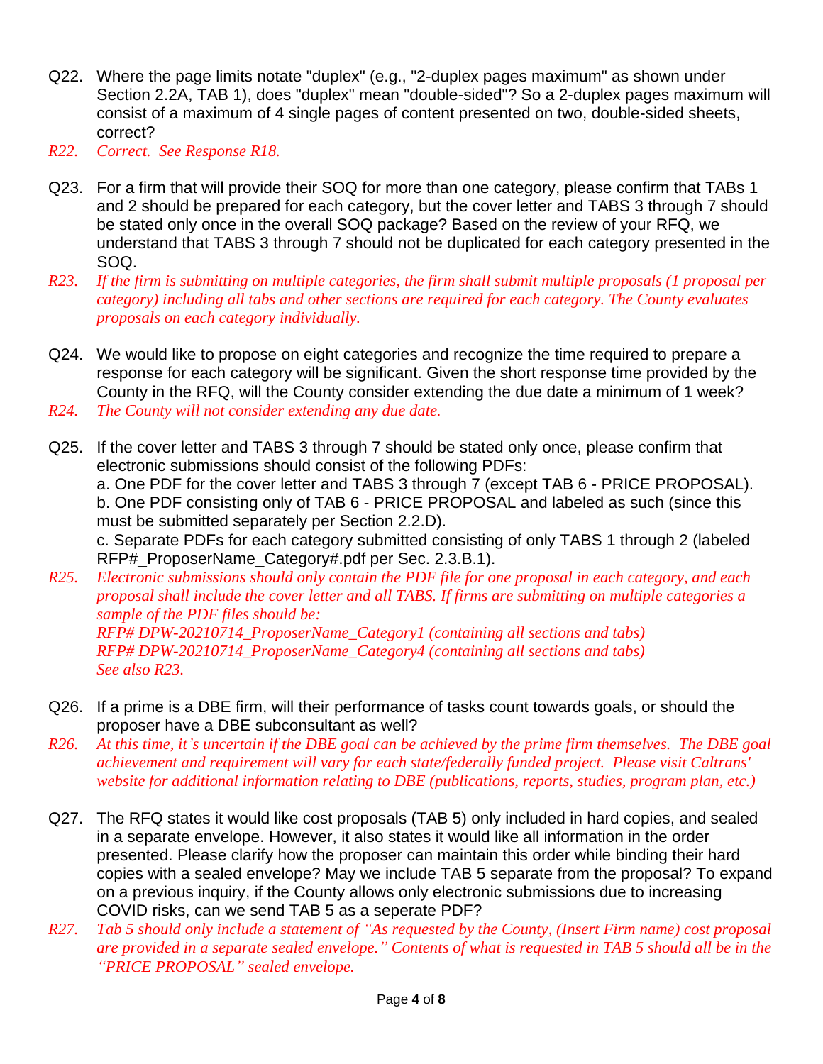Q22. Where the page limits notate "duplex" (e.g., "2-duplex pages maximum" as shown under Section 2.2A, TAB 1), does "duplex" mean "double-sided"? So a 2-duplex pages maximum will consist of a maximum of 4 single pages of content presented on two, double-sided sheets, correct?

*R22. Correct. See Response R18.*

Q23. For a firm that will provide their SOQ for more than one category, please confirm that TABs 1 and 2 should be prepared for each category, but the cover letter and TABS 3 through 7 should be stated only once in the overall SOQ package? Based on the review of your RFQ, we understand that TABS 3 through 7 should not be duplicated for each category presented in the SOQ.

*R23. If the firm is submitting on multiple categories, the firm shall submit multiple proposals (1 proposal per category) including all tabs and other sections are required for each category. The County evaluates proposals on each category individually.*

Q24. We would like to propose on eight categories and recognize the time required to prepare a response for each category will be significant. Given the short response time provided by the County in the RFQ, will the County consider extending the due date a minimum of 1 week?

*R24. The County will not consider extending any due date.*

Q25. If the cover letter and TABS 3 through 7 should be stated only once, please confirm that electronic submissions should consist of the following PDFs:
a. One PDF for the cover letter and TABS 3 through 7 (except TAB 6 - PRICE PROPOSAL).
b. One PDF consisting only of TAB 6 - PRICE PROPOSAL and labeled as such (since this must be submitted separately per Section 2.2.D).
c. Separate PDFs for each category submitted consisting of only TABS 1 through 2 (labeled RFP#_ProposerName_Category#.pdf per Sec. 2.3.B.1).

*R25. Electronic submissions should only contain the PDF file for one proposal in each category, and each proposal shall include the cover letter and all TABS. If firms are submitting on multiple categories a sample of the PDF files should be:*
*RFP# DPW-20210714_ProposerName_Category1 (containing all sections and tabs)*
*RFP# DPW-20210714_ProposerName_Category4 (containing all sections and tabs)*
*See also R23.*

Q26. If a prime is a DBE firm, will their performance of tasks count towards goals, or should the proposer have a DBE subconsultant as well?

*R26. At this time, it's uncertain if the DBE goal can be achieved by the prime firm themselves. The DBE goal achievement and requirement will vary for each state/federally funded project. Please visit Caltrans' website for additional information relating to DBE (publications, reports, studies, program plan, etc.)*

Q27. The RFQ states it would like cost proposals (TAB 5) only included in hard copies, and sealed in a separate envelope. However, it also states it would like all information in the order presented. Please clarify how the proposer can maintain this order while binding their hard copies with a sealed envelope? May we include TAB 5 separate from the proposal? To expand on a previous inquiry, if the County allows only electronic submissions due to increasing COVID risks, can we send TAB 5 as a seperate PDF?

*R27. Tab 5 should only include a statement of "As requested by the County, (Insert Firm name) cost proposal are provided in a separate sealed envelope." Contents of what is requested in TAB 5 should all be in the "PRICE PROPOSAL" sealed envelope.*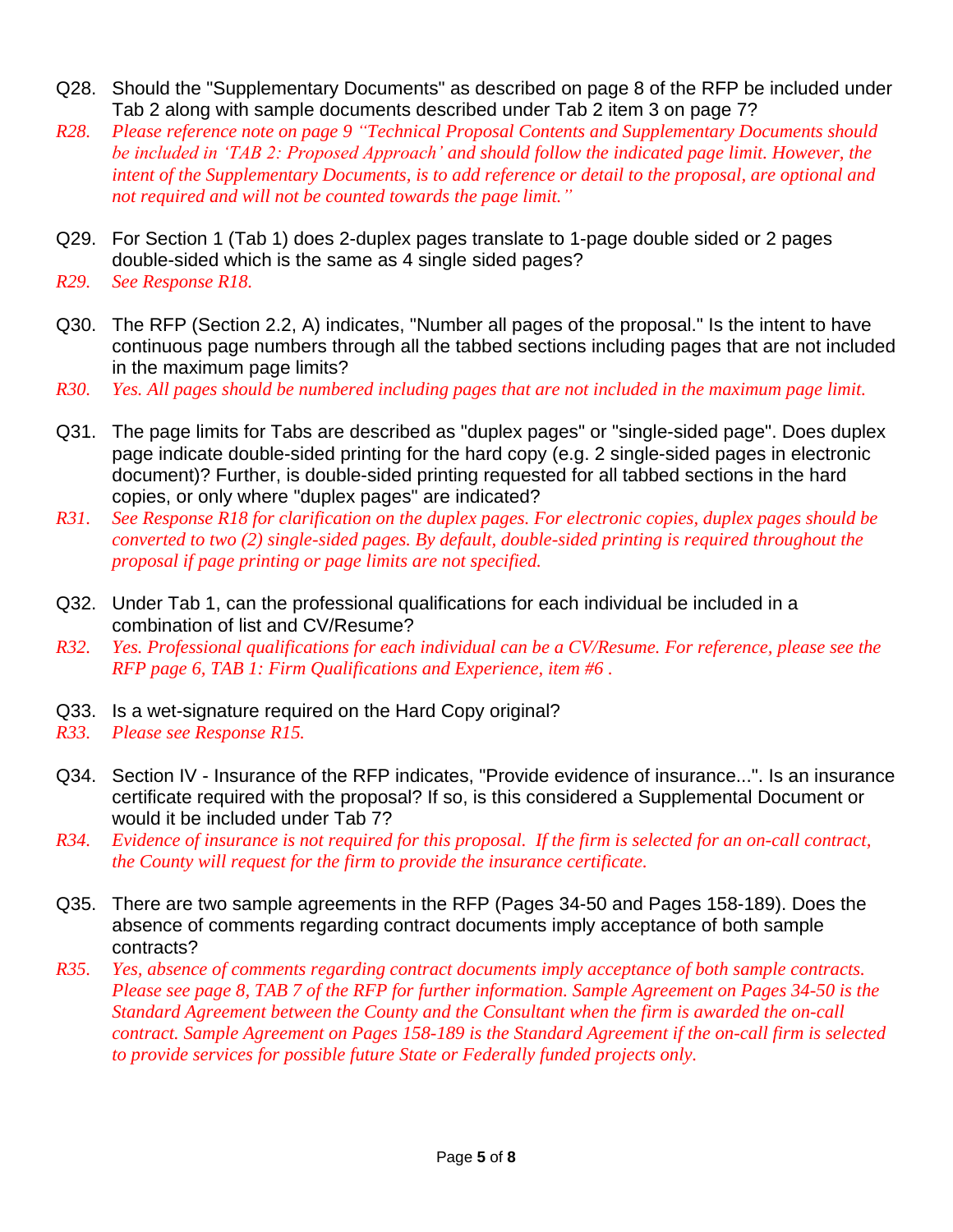Q28. Should the "Supplementary Documents" as described on page 8 of the RFP be included under Tab 2 along with sample documents described under Tab 2 item 3 on page 7?

*R28. Please reference note on page 9 "Technical Proposal Contents and Supplementary Documents should be included in 'TAB 2: Proposed Approach' and should follow the indicated page limit. However, the intent of the Supplementary Documents, is to add reference or detail to the proposal, are optional and not required and will not be counted towards the page limit."*

Q29. For Section 1 (Tab 1) does 2-duplex pages translate to 1-page double sided or 2 pages double-sided which is the same as 4 single sided pages?

*R29. See Response R18.*

Q30. The RFP (Section 2.2, A) indicates, "Number all pages of the proposal." Is the intent to have continuous page numbers through all the tabbed sections including pages that are not included in the maximum page limits?

*R30. Yes. All pages should be numbered including pages that are not included in the maximum page limit.*

Q31. The page limits for Tabs are described as "duplex pages" or "single-sided page". Does duplex page indicate double-sided printing for the hard copy (e.g. 2 single-sided pages in electronic document)? Further, is double-sided printing requested for all tabbed sections in the hard copies, or only where "duplex pages" are indicated?

*R31. See Response R18 for clarification on the duplex pages. For electronic copies, duplex pages should be converted to two (2) single-sided pages. By default, double-sided printing is required throughout the proposal if page printing or page limits are not specified.*

Q32. Under Tab 1, can the professional qualifications for each individual be included in a combination of list and CV/Resume?

*R32. Yes. Professional qualifications for each individual can be a CV/Resume. For reference, please see the RFP page 6, TAB 1: Firm Qualifications and Experience, item #6 .*

Q33. Is a wet-signature required on the Hard Copy original?

*R33. Please see Response R15.*

Q34. Section IV - Insurance of the RFP indicates, "Provide evidence of insurance...". Is an insurance certificate required with the proposal? If so, is this considered a Supplemental Document or would it be included under Tab 7?

*R34. Evidence of insurance is not required for this proposal. If the firm is selected for an on-call contract, the County will request for the firm to provide the insurance certificate.*

Q35. There are two sample agreements in the RFP (Pages 34-50 and Pages 158-189). Does the absence of comments regarding contract documents imply acceptance of both sample contracts?

*R35. Yes, absence of comments regarding contract documents imply acceptance of both sample contracts. Please see page 8, TAB 7 of the RFP for further information. Sample Agreement on Pages 34-50 is the Standard Agreement between the County and the Consultant when the firm is awarded the on-call contract. Sample Agreement on Pages 158-189 is the Standard Agreement if the on-call firm is selected to provide services for possible future State or Federally funded projects only.*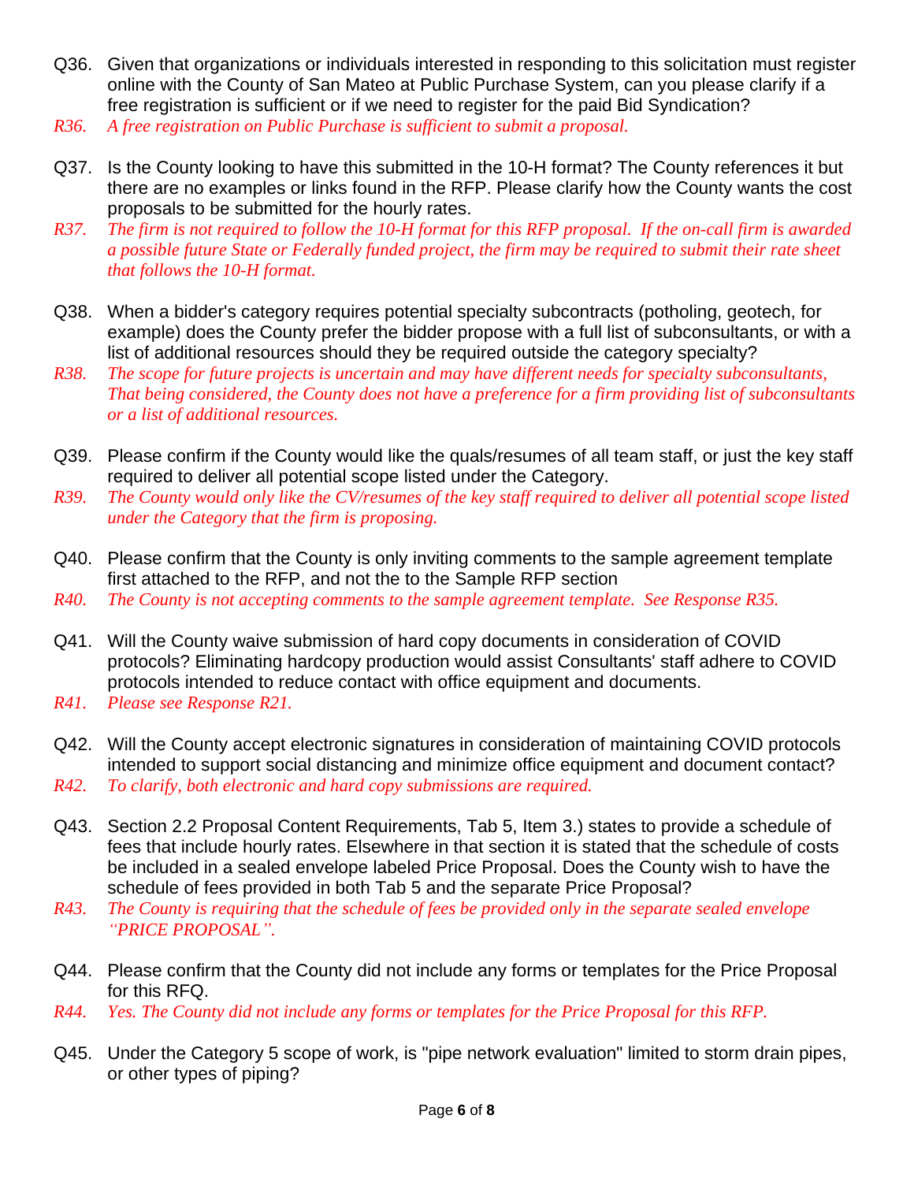Q36. Given that organizations or individuals interested in responding to this solicitation must register online with the County of San Mateo at Public Purchase System, can you please clarify if a free registration is sufficient or if we need to register for the paid Bid Syndication?

*R36. A free registration on Public Purchase is sufficient to submit a proposal.*

Q37. Is the County looking to have this submitted in the 10-H format? The County references it but there are no examples or links found in the RFP. Please clarify how the County wants the cost proposals to be submitted for the hourly rates.

*R37. The firm is not required to follow the 10-H format for this RFP proposal. If the on-call firm is awarded a possible future State or Federally funded project, the firm may be required to submit their rate sheet that follows the 10-H format.*

Q38. When a bidder's category requires potential specialty subcontracts (potholing, geotech, for example) does the County prefer the bidder propose with a full list of subconsultants, or with a list of additional resources should they be required outside the category specialty?

*R38. The scope for future projects is uncertain and may have different needs for specialty subconsultants, That being considered, the County does not have a preference for a firm providing list of subconsultants or a list of additional resources.*

Q39. Please confirm if the County would like the quals/resumes of all team staff, or just the key staff required to deliver all potential scope listed under the Category.

*R39. The County would only like the CV/resumes of the key staff required to deliver all potential scope listed under the Category that the firm is proposing.*

Q40. Please confirm that the County is only inviting comments to the sample agreement template first attached to the RFP, and not the to the Sample RFP section

*R40. The County is not accepting comments to the sample agreement template. See Response R35.*

Q41. Will the County waive submission of hard copy documents in consideration of COVID protocols? Eliminating hardcopy production would assist Consultants' staff adhere to COVID protocols intended to reduce contact with office equipment and documents.

*R41. Please see Response R21.*

Q42. Will the County accept electronic signatures in consideration of maintaining COVID protocols intended to support social distancing and minimize office equipment and document contact?

*R42. To clarify, both electronic and hard copy submissions are required.*

Q43. Section 2.2 Proposal Content Requirements, Tab 5, Item 3.) states to provide a schedule of fees that include hourly rates. Elsewhere in that section it is stated that the schedule of costs be included in a sealed envelope labeled Price Proposal. Does the County wish to have the schedule of fees provided in both Tab 5 and the separate Price Proposal?

*R43. The County is requiring that the schedule of fees be provided only in the separate sealed envelope "PRICE PROPOSAL".*

Q44. Please confirm that the County did not include any forms or templates for the Price Proposal for this RFQ.

*R44. Yes. The County did not include any forms or templates for the Price Proposal for this RFP.*

Q45. Under the Category 5 scope of work, is "pipe network evaluation" limited to storm drain pipes, or other types of piping?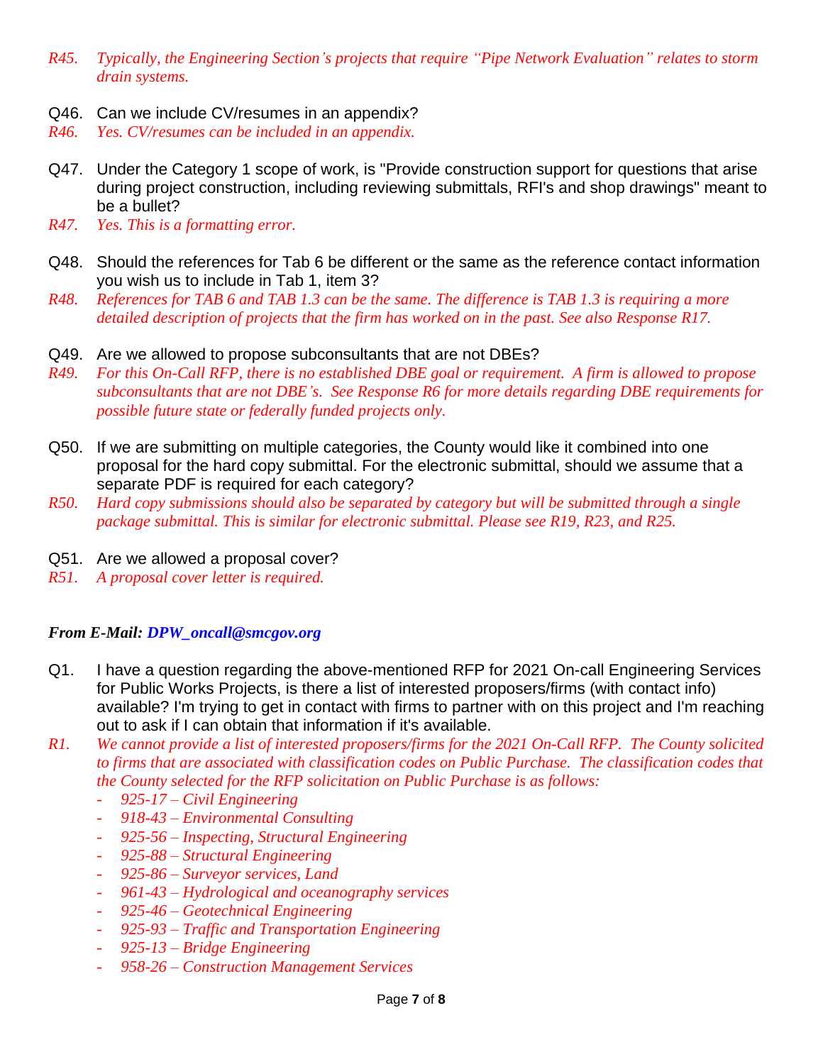*R45. Typically, the Engineering Section's projects that require "Pipe Network Evaluation" relates to storm drain systems.*

Q46. Can we include CV/resumes in an appendix?

*R46. Yes. CV/resumes can be included in an appendix.*

Q47. Under the Category 1 scope of work, is "Provide construction support for questions that arise during project construction, including reviewing submittals, RFI's and shop drawings" meant to be a bullet?

*R47. Yes. This is a formatting error.*

Q48. Should the references for Tab 6 be different or the same as the reference contact information you wish us to include in Tab 1, item 3?

*R48. References for TAB 6 and TAB 1.3 can be the same. The difference is TAB 1.3 is requiring a more detailed description of projects that the firm has worked on in the past. See also Response R17.*

Q49. Are we allowed to propose subconsultants that are not DBEs?

*R49. For this On-Call RFP, there is no established DBE goal or requirement. A firm is allowed to propose subconsultants that are not DBE's. See Response R6 for more details regarding DBE requirements for possible future state or federally funded projects only.*

Q50. If we are submitting on multiple categories, the County would like it combined into one proposal for the hard copy submittal. For the electronic submittal, should we assume that a separate PDF is required for each category?

*R50. Hard copy submissions should also be separated by category but will be submitted through a single package submittal. This is similar for electronic submittal. Please see R19, R23, and R25.*

Q51. Are we allowed a proposal cover?

*R51. A proposal cover letter is required.*

***From E-Mail: DPW_oncall@smcgov.org***

Q1. I have a question regarding the above-mentioned RFP for 2021 On-call Engineering Services for Public Works Projects, is there a list of interested proposers/firms (with contact info) available? I'm trying to get in contact with firms to partner with on this project and I'm reaching out to ask if I can obtain that information if it's available.

*R1. We cannot provide a list of interested proposers/firms for the 2021 On-Call RFP. The County solicited to firms that are associated with classification codes on Public Purchase. The classification codes that the County selected for the RFP solicitation on Public Purchase is as follows:*

- *925-17 – Civil Engineering*
- *918-43 – Environmental Consulting*
- *925-56 – Inspecting, Structural Engineering*
- *925-88 – Structural Engineering*
- *925-86 – Surveyor services, Land*
- *961-43 – Hydrological and oceanography services*
- *925-46 – Geotechnical Engineering*
- *925-93 – Traffic and Transportation Engineering*
- *925-13 – Bridge Engineering*
- *958-26 – Construction Management Services*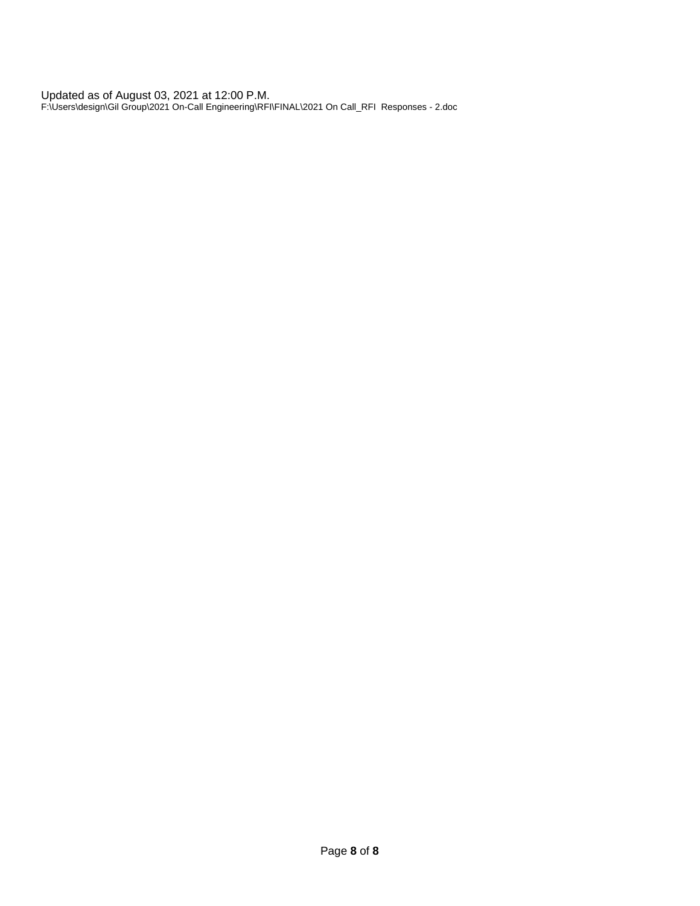Updated as of August 03, 2021 at 12:00 P.M.

F:\Users\design\Gil Group\2021 On-Call Engineering\RFI\FINAL\2021 On Call_RFI  Responses - 2.doc